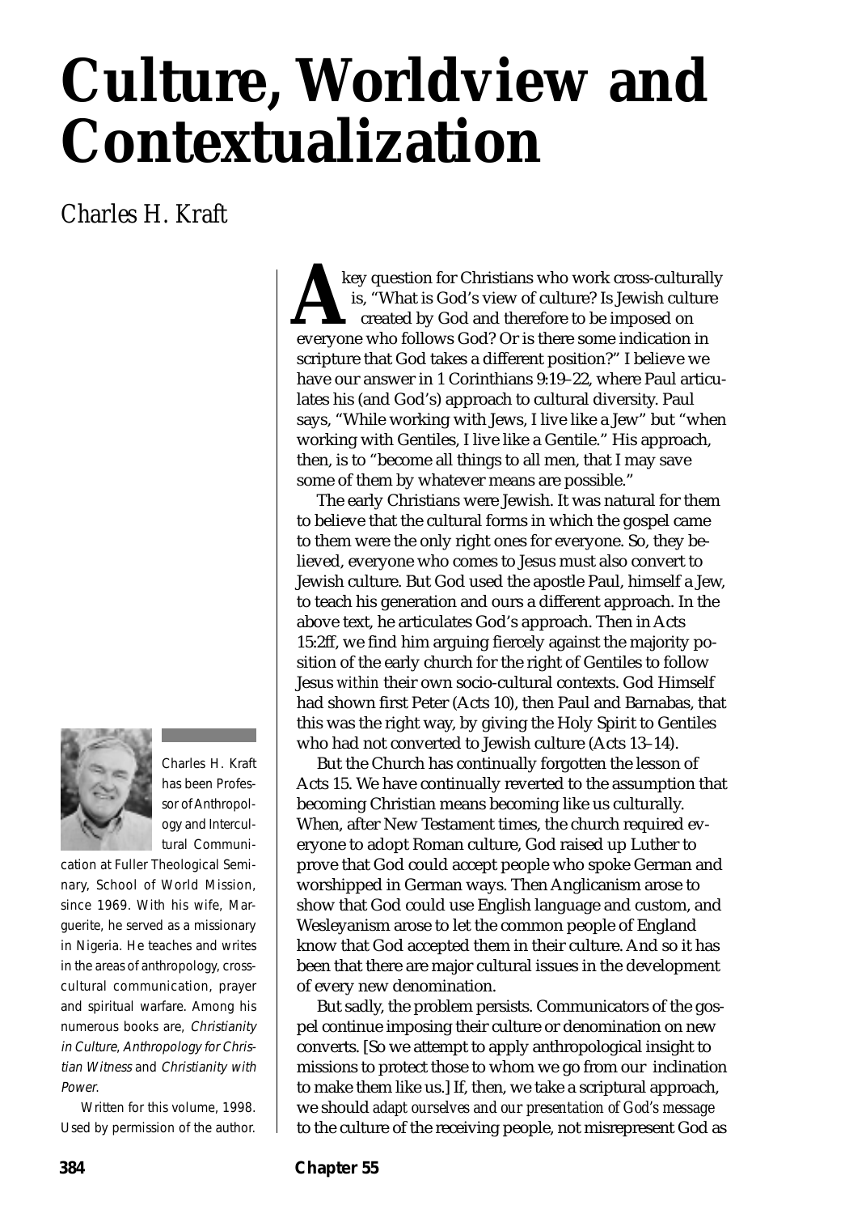# Culture, Worldview and Contextualization

Charles H. Kraft

Charles H. Kraft has been Professor of Anthropology and Intercultural Communication at Fuller Theological Seminary, School of World Mission, since 1969. With his wife, Marguerite, he served as a missionary in Nigeria. He teaches and writes in the areas of anthropology, cross-cultural communication, prayer and spiritual warfare. Among his numerous books are, *Christianity in Culture*, *Anthropology for Christian Witness* and *Christianity with Power.*

Written for this volume, 1998. Used by permission of the author.

A key question for Christians who work cross-culturally is, "What is God's view of culture? Is Jewish culture created by God and therefore to be imposed on everyone who follows God? Or is there some indication in scripture that God takes a different position?" I believe we have our answer in 1 Corinthians 9:19–22, where Paul articulates his (and God's) approach to cultural diversity. Paul says, "While working with Jews, I live like a Jew" but "when working with Gentiles, I live like a Gentile." His approach, then, is to "become all things to all men, that I may save some of them by whatever means are possible."

The early Christians were Jewish. It was natural for them to believe that the cultural forms in which the gospel came to them were the only right ones for everyone. So, they believed, everyone who comes to Jesus must also convert to Jewish culture. But God used the apostle Paul, himself a Jew, to teach his generation and ours a different approach. In the above text, he articulates God's approach. Then in Acts 15:2ff, we find him arguing fiercely against the majority position of the early church for the right of Gentiles to follow Jesus *within* their own socio-cultural contexts. God Himself had shown first Peter (Acts 10), then Paul and Barnabas, that this was the right way, by giving the Holy Spirit to Gentiles who had not converted to Jewish culture (Acts 13–14).

But the Church has continually forgotten the lesson of Acts 15. We have continually reverted to the assumption that becoming Christian means becoming like us culturally. When, after New Testament times, the church required everyone to adopt Roman culture, God raised up Luther to prove that God could accept people who spoke German and worshipped in German ways. Then Anglicanism arose to show that God could use English language and custom, and Wesleyanism arose to let the common people of England know that God accepted them in their culture. And so it has been that there are major cultural issues in the development of every new denomination.

But sadly, the problem persists. Communicators of the gospel continue imposing their culture or denomination on new converts. [So we attempt to apply anthropological insight to missions to protect those to whom we go from our inclination to make them like us.] If, then, we take a scriptural approach, we should *adapt ourselves and our presentation of God's message* to the culture of the receiving people, not misrepresent God as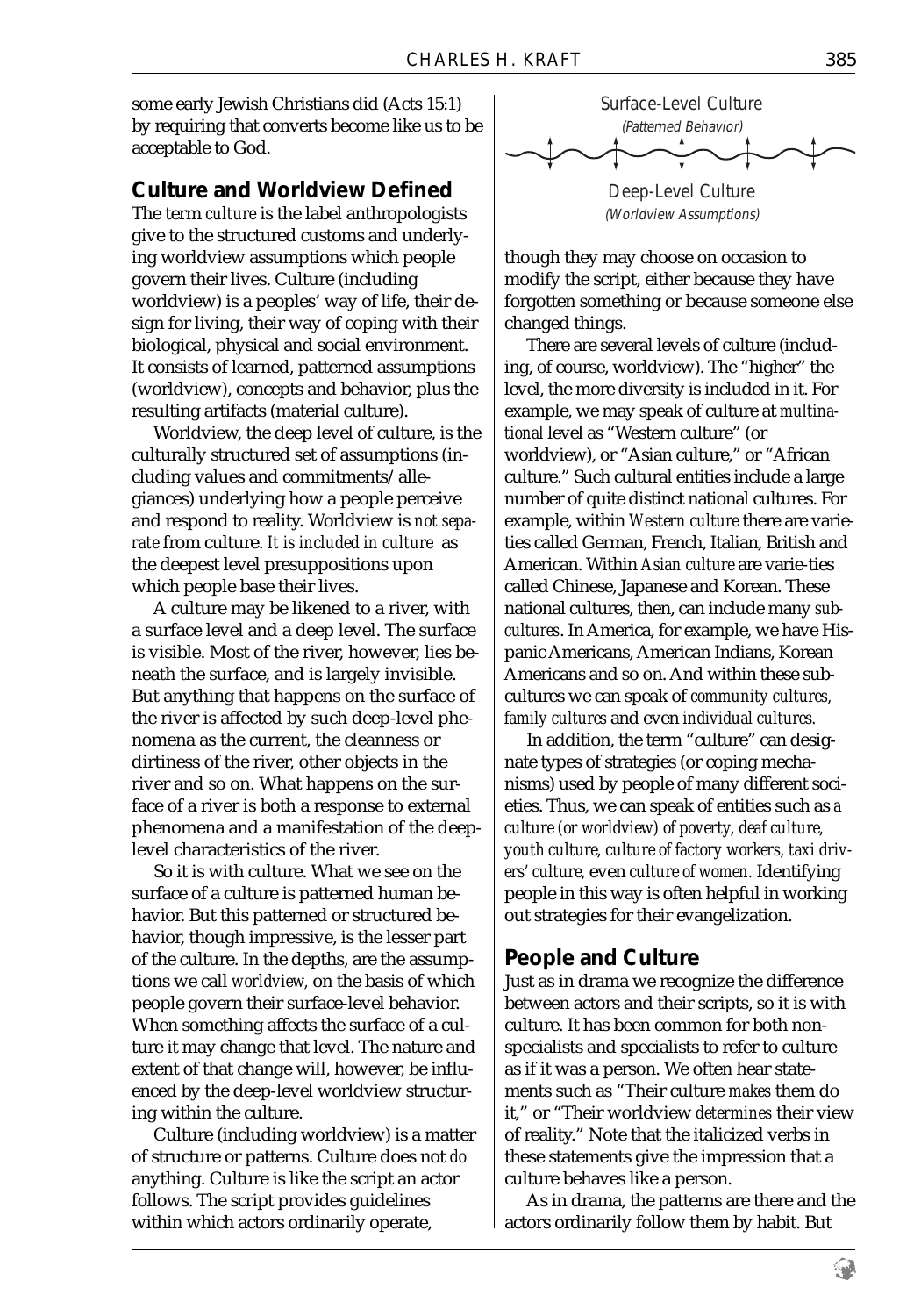some early Jewish Christians did (Acts 15:1) by requiring that converts become like us to be acceptable to God.

## Culture and Worldview Defined

The term *culture* is the label anthropologists give to the structured customs and underlying worldview assumptions which people govern their lives. Culture (including worldview) is a peoples' way of life, their design for living, their way of coping with their biological, physical and social environment. It consists of learned, patterned assumptions (worldview), concepts and behavior, plus the resulting artifacts (material culture).

Worldview, the deep level of culture, is the culturally structured set of assumptions (including values and commitments/allegiances) underlying how a people perceive and respond to reality. Worldview is *not separate* from culture. *It is included in culture* as the deepest level presuppositions upon which people base their lives.

A culture may be likened to a river, with a surface level and a deep level. The surface is visible. Most of the river, however, lies beneath the surface, and is largely invisible. But anything that happens on the surface of the river is affected by such deep-level phenomena as the current, the cleanness or dirtiness of the river, other objects in the river and so on. What happens on the surface of a river is both a response to external phenomena and a manifestation of the deep-level characteristics of the river.

So it is with culture. What we see on the surface of a culture is patterned human behavior. But this patterned or structured behavior, though impressive, is the lesser part of the culture. In the depths, are the assumptions we call *worldview,* on the basis of which people govern their surface-level behavior. When something affects the surface of a culture it may change that level. The nature and extent of that change will, however, be influenced by the deep-level worldview structuring within the culture.

Culture (including worldview) is a matter of structure or patterns. Culture does not *do* anything. Culture is like the script an actor follows. The script provides guidelines within which actors ordinarily operate, though they may choose on occasion to modify the script, either because they have forgotten something or because someone else changed things.

Surface-Level Culture
*(Patterned Behavior)*

Deep-Level Culture
*(Worldview Assumptions)*

There are several levels of culture (including, of course, worldview). The "higher" the level, the more diversity is included in it. For example, we may speak of culture at *multinational* level as "Western culture" (or worldview), or "Asian culture," or "African culture." Such cultural entities include a large number of quite distinct national cultures. For example, within *Western culture* there are varieties called German, French, Italian, British and American. Within *Asian culture* are varieties called Chinese, Japanese and Korean. These national cultures, then, can include many *subcultures*. In America, for example, we have Hispanic Americans, American Indians, Korean Americans and so on. And within these subcultures we can speak of *community cultures, family cultures* and even *individual cultures.*

In addition, the term "culture" can designate types of strategies (or coping mechanisms) used by people of many different societies. Thus, we can speak of entities such as *a culture (or worldview) of poverty, deaf culture, youth culture, culture of factory workers, taxi drivers' culture,* even *culture of women.* Identifying people in this way is often helpful in working out strategies for their evangelization.

## People and Culture

Just as in drama we recognize the difference between actors and their scripts, so it is with culture. It has been common for both nonspecialists and specialists to refer to culture as if it was a person. We often hear statements such as "Their culture *makes* them do it," or "Their worldview *determines* their view of reality." Note that the italicized verbs in these statements give the impression that a culture behaves like a person.

As in drama, the patterns are there and the actors ordinarily follow them by habit. But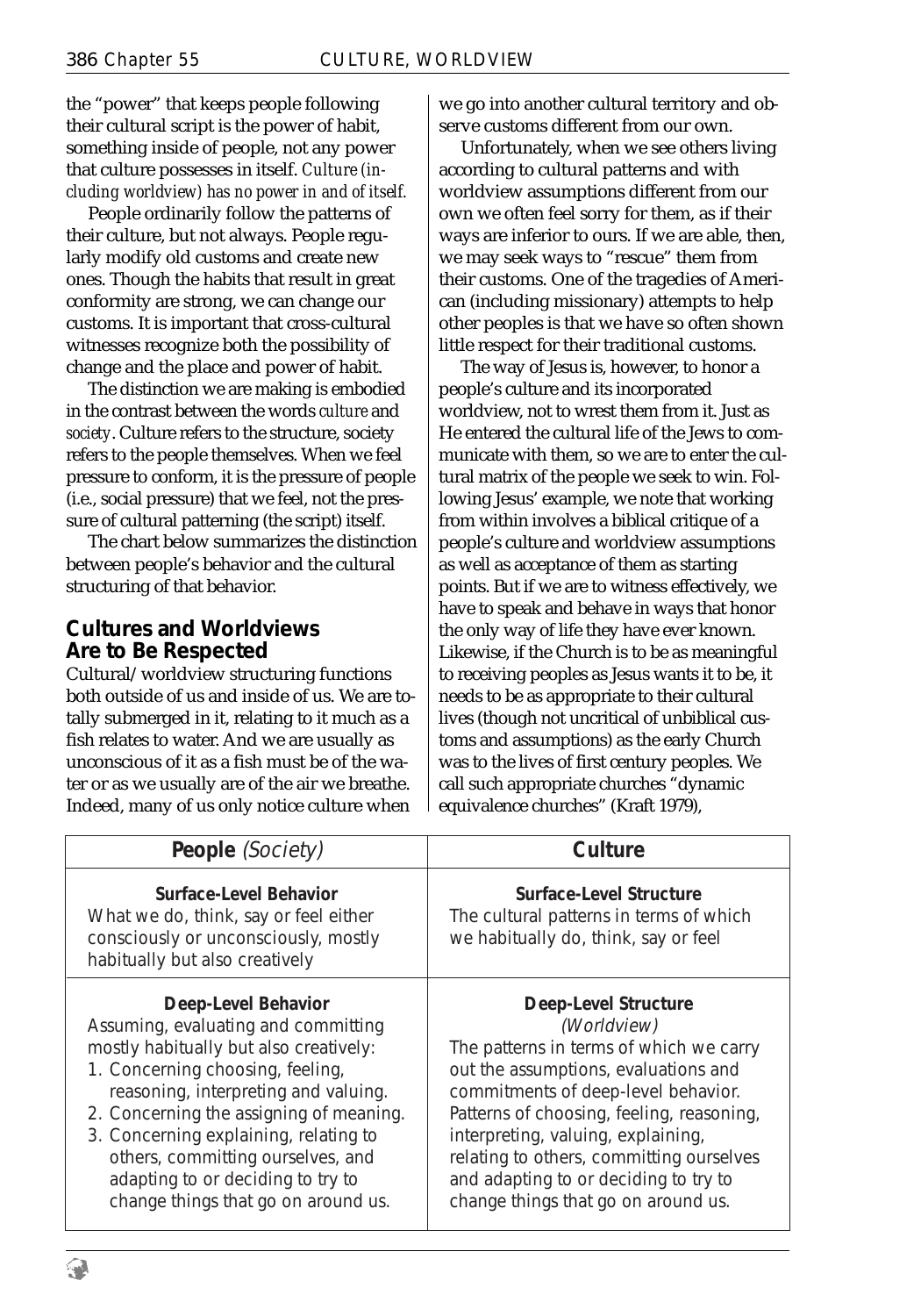the "power" that keeps people following their cultural script is the power of habit, something inside of people, not any power that culture possesses in itself. *Culture (including worldview) has no power in and of itself.*

People ordinarily follow the patterns of their culture, but not always. People regularly modify old customs and create new ones. Though the habits that result in great conformity are strong, we can change our customs. It is important that cross-cultural witnesses recognize both the possibility of change and the place and power of habit.

The distinction we are making is embodied in the contrast between the words *culture* and *society*. Culture refers to the structure, society refers to the people themselves. When we feel pressure to conform, it is the pressure of people (i.e., social pressure) that we feel, not the pressure of cultural patterning (the script) itself.

The chart below summarizes the distinction between people's behavior and the cultural structuring of that behavior.

## Cultures and Worldviews Are to Be Respected

Cultural/worldview structuring functions both outside of us and inside of us. We are totally submerged in it, relating to it much as a fish relates to water. And we are usually as unconscious of it as a fish must be of the water or as we usually are of the air we breathe. Indeed, many of us only notice culture when we go into another cultural territory and observe customs different from our own.

Unfortunately, when we see others living according to cultural patterns and with worldview assumptions different from our own we often feel sorry for them, as if their ways are inferior to ours. If we are able, then, we may seek ways to "rescue" them from their customs. One of the tragedies of American (including missionary) attempts to help other peoples is that we have so often shown little respect for their traditional customs.

The way of Jesus is, however, to honor a people's culture and its incorporated worldview, not to wrest them from it. Just as He entered the cultural life of the Jews to communicate with them, so we are to enter the cultural matrix of the people we seek to win. Following Jesus' example, we note that working from within involves a biblical critique of a people's culture and worldview assumptions as well as acceptance of them as starting points. But if we are to witness effectively, we have to speak and behave in ways that honor the only way of life they have ever known. Likewise, if the Church is to be as meaningful to receiving peoples as Jesus wants it to be, it needs to be as appropriate to their cultural lives (though not uncritical of unbiblical customs and assumptions) as the early Church was to the lives of first century peoples. We call such appropriate churches "dynamic equivalence churches" (Kraft 1979),

| **People** *(Society)* | **Culture** |
|---|---|
| **Surface-Level Behavior**<br>What we do, think, say or feel either consciously or unconsciously, mostly habitually but also creatively | **Surface-Level Structure**<br>The cultural patterns in terms of which we habitually do, think, say or feel |
| **Deep-Level Behavior**<br>Assuming, evaluating and committing mostly habitually but also creatively:<br>1. Concerning choosing, feeling, reasoning, interpreting and valuing.<br>2. Concerning the assigning of meaning.<br>3. Concerning explaining, relating to others, committing ourselves, and adapting to or deciding to try to change things that go on around us. | **Deep-Level Structure**<br>*(Worldview)*<br>The patterns in terms of which we carry out the assumptions, evaluations and commitments of deep-level behavior. Patterns of choosing, feeling, reasoning, interpreting, valuing, explaining, relating to others, committing ourselves and adapting to or deciding to try to change things that go on around us. |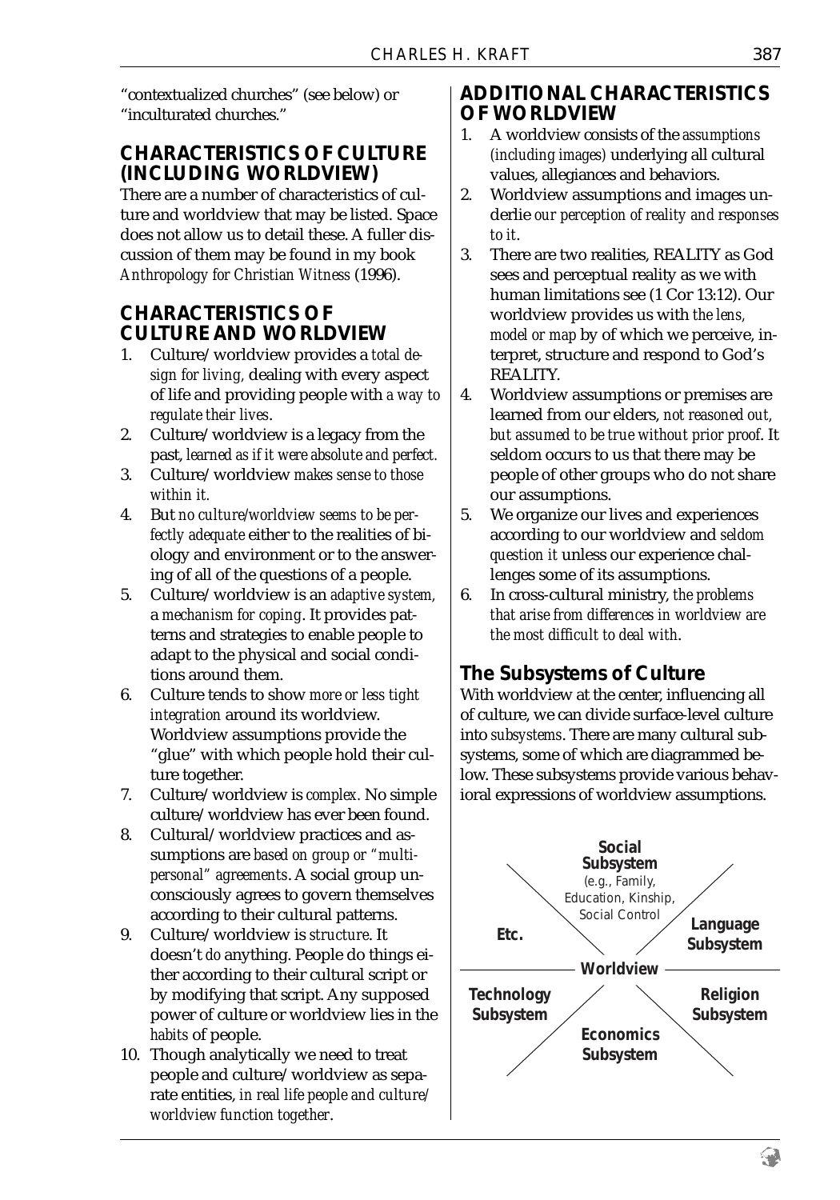"contextualized churches" (see below) or "inculturated churches."

## CHARACTERISTICS OF CULTURE (INCLUDING WORLDVIEW)

There are a number of characteristics of culture and worldview that may be listed. Space does not allow us to detail these. A fuller discussion of them may be found in my book *Anthropology for Christian Witness* (1996).

## CHARACTERISTICS OF CULTURE AND WORLDVIEW

1. Culture/worldview provides a *total design for living,* dealing with every aspect of life and providing people with *a way to regulate their lives*.
2. Culture/worldview is a legacy from the past, *learned as if it were absolute and perfect.*
3. Culture/worldview *makes sense to those within it.*
4. But *no culture/worldview seems to be perfectly adequate* either to the realities of biology and environment or to the answering of all of the questions of a people.
5. Culture/worldview is an *adaptive system,* a *mechanism for coping*. It provides patterns and strategies to enable people to adapt to the physical and social conditions around them.
6. Culture tends to show *more or less tight integration* around its worldview. Worldview assumptions provide the "glue" with which people hold their culture together.
7. Culture/worldview is *complex.* No simple culture/worldview has ever been found.
8. Cultural/worldview practices and assumptions are *based on group or "multipersonal" agreements*. A social group unconsciously agrees to govern themselves according to their cultural patterns.
9. Culture/worldview is *structure*. It doesn't *do* anything. People do things either according to their cultural script or by modifying that script. Any supposed power of culture or worldview lies in the *habits* of people.
10. Though analytically we need to treat people and culture/worldview as separate entities, *in real life people and culture/worldview function together*.

## ADDITIONAL CHARACTERISTICS OF WORLDVIEW

1. A worldview consists of the *assumptions (including images)* underlying all cultural values, allegiances and behaviors.
2. Worldview assumptions and images underlie *our perception of reality and responses to it*.
3. There are two realities, REALITY as God sees and perceptual reality as we with human limitations see (1 Cor 13:12). Our worldview provides us with *the lens, model or map* by of which we perceive, interpret, structure and respond to God's REALITY.
4. Worldview assumptions or premises are learned from our elders, *not reasoned out, but assumed to be true without prior proof*. It seldom occurs to us that there may be people of other groups who do not share our assumptions.
5. We organize our lives and experiences according to our worldview and *seldom question it* unless our experience challenges some of its assumptions.
6. In cross-cultural ministry, *the problems that arise from differences in worldview are the most difficult to deal with*.

## The Subsystems of Culture

With worldview at the center, influencing all of culture, we can divide surface-level culture into *subsystems*. There are many cultural subsystems, some of which are diagrammed below. These subsystems provide various behavioral expressions of worldview assumptions.

**Social Subsystem** (e.g., Family, Education, Kinship, Social Control)

**Etc.** | **Language Subsystem**

**Worldview**

**Technology Subsystem** | **Religion Subsystem**

**Economics Subsystem**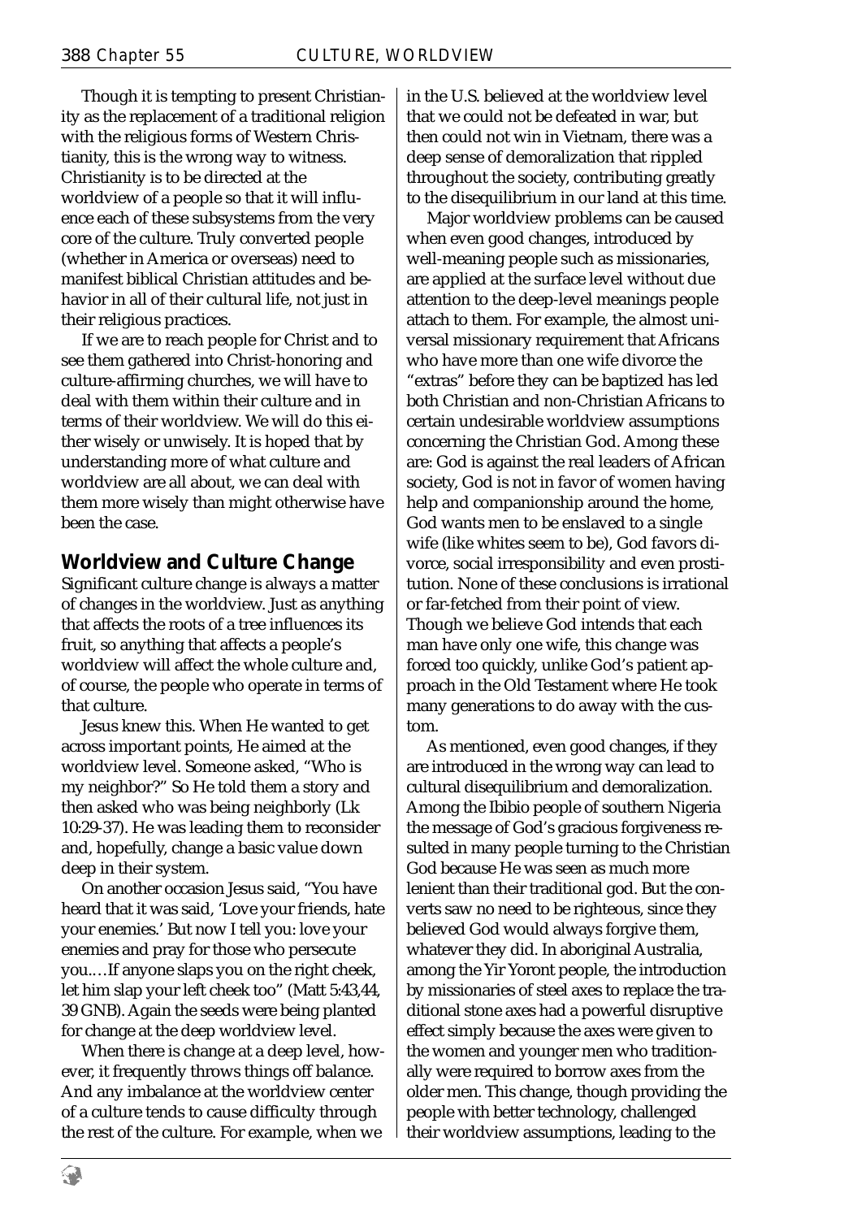Though it is tempting to present Christianity as the replacement of a traditional religion with the religious forms of Western Christianity, this is the wrong way to witness. Christianity is to be directed at the worldview of a people so that it will influence each of these subsystems from the very core of the culture. Truly converted people (whether in America or overseas) need to manifest biblical Christian attitudes and behavior in all of their cultural life, not just in their religious practices.

If we are to reach people for Christ and to see them gathered into Christ-honoring and culture-affirming churches, we will have to deal with them within their culture and in terms of their worldview. We will do this either wisely or unwisely. It is hoped that by understanding more of what culture and worldview are all about, we can deal with them more wisely than might otherwise have been the case.

## Worldview and Culture Change

Significant culture change is always a matter of changes in the worldview. Just as anything that affects the roots of a tree influences its fruit, so anything that affects a people's worldview will affect the whole culture and, of course, the people who operate in terms of that culture.

Jesus knew this. When He wanted to get across important points, He aimed at the worldview level. Someone asked, "Who is my neighbor?" So He told them a story and then asked who was being neighborly (Lk 10:29-37). He was leading them to reconsider and, hopefully, change a basic value down deep in their system.

On another occasion Jesus said, "You have heard that it was said, 'Love your friends, hate your enemies.' But now I tell you: love your enemies and pray for those who persecute you.…If anyone slaps you on the right cheek, let him slap your left cheek too" (Matt 5:43,44, 39 GNB). Again the seeds were being planted for change at the deep worldview level.

When there is change at a deep level, however, it frequently throws things off balance. And any imbalance at the worldview center of a culture tends to cause difficulty through the rest of the culture. For example, when we in the U.S. believed at the worldview level that we could not be defeated in war, but then could not win in Vietnam, there was a deep sense of demoralization that rippled throughout the society, contributing greatly to the disequilibrium in our land at this time.

Major worldview problems can be caused when even good changes, introduced by well-meaning people such as missionaries, are applied at the surface level without due attention to the deep-level meanings people attach to them. For example, the almost universal missionary requirement that Africans who have more than one wife divorce the "extras" before they can be baptized has led both Christian and non-Christian Africans to certain undesirable worldview assumptions concerning the Christian God. Among these are: God is against the real leaders of African society, God is not in favor of women having help and companionship around the home, God wants men to be enslaved to a single wife (like whites seem to be), God favors divorce, social irresponsibility and even prostitution. None of these conclusions is irrational or far-fetched from their point of view. Though we believe God intends that each man have only one wife, this change was forced too quickly, unlike God's patient approach in the Old Testament where He took many generations to do away with the custom.

As mentioned, even good changes, if they are introduced in the wrong way can lead to cultural disequilibrium and demoralization. Among the Ibibio people of southern Nigeria the message of God's gracious forgiveness resulted in many people turning to the Christian God because He was seen as much more lenient than their traditional god. But the converts saw no need to be righteous, since they believed God would always forgive them, whatever they did. In aboriginal Australia, among the Yir Yoront people, the introduction by missionaries of steel axes to replace the traditional stone axes had a powerful disruptive effect simply because the axes were given to the women and younger men who traditionally were required to borrow axes from the older men. This change, though providing the people with better technology, challenged their worldview assumptions, leading to the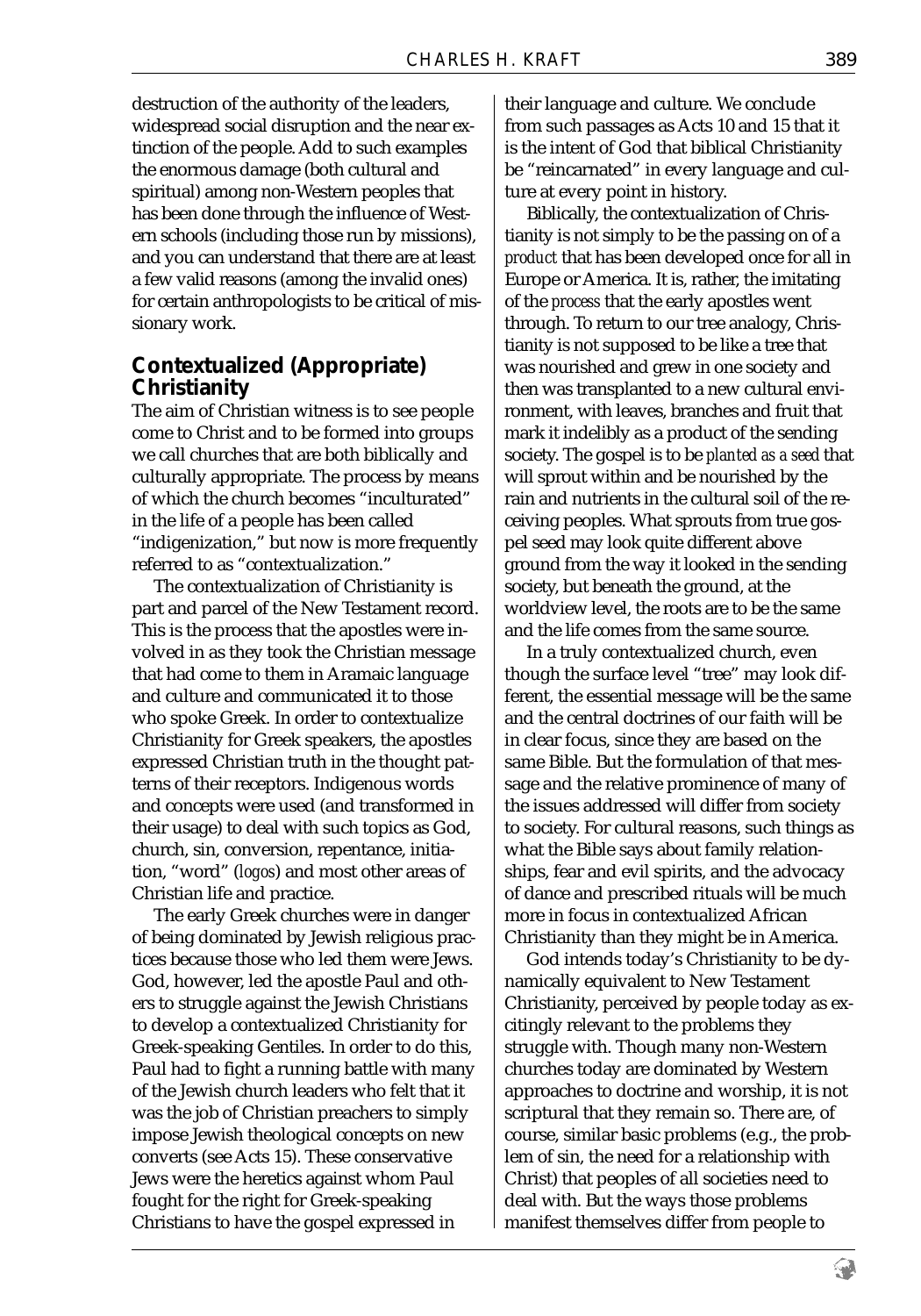destruction of the authority of the leaders, widespread social disruption and the near extinction of the people. Add to such examples the enormous damage (both cultural and spiritual) among non-Western peoples that has been done through the influence of Western schools (including those run by missions), and you can understand that there are at least a few valid reasons (among the invalid ones) for certain anthropologists to be critical of missionary work.

## Contextualized (Appropriate) Christianity

The aim of Christian witness is to see people come to Christ and to be formed into groups we call churches that are both biblically and culturally appropriate. The process by means of which the church becomes "inculturated" in the life of a people has been called "indigenization," but now is more frequently referred to as "contextualization."

The contextualization of Christianity is part and parcel of the New Testament record. This is the process that the apostles were involved in as they took the Christian message that had come to them in Aramaic language and culture and communicated it to those who spoke Greek. In order to contextualize Christianity for Greek speakers, the apostles expressed Christian truth in the thought patterns of their receptors. Indigenous words and concepts were used (and transformed in their usage) to deal with such topics as God, church, sin, conversion, repentance, initiation, "word" (*logos*) and most other areas of Christian life and practice.

The early Greek churches were in danger of being dominated by Jewish religious practices because those who led them were Jews. God, however, led the apostle Paul and others to struggle against the Jewish Christians to develop a contextualized Christianity for Greek-speaking Gentiles. In order to do this, Paul had to fight a running battle with many of the Jewish church leaders who felt that it was the job of Christian preachers to simply impose Jewish theological concepts on new converts (see Acts 15). These conservative Jews were the heretics against whom Paul fought for the right for Greek-speaking Christians to have the gospel expressed in their language and culture. We conclude from such passages as Acts 10 and 15 that it is the intent of God that biblical Christianity be "reincarnated" in every language and culture at every point in history.

Biblically, the contextualization of Christianity is not simply to be the passing on of a *product* that has been developed once for all in Europe or America. It is, rather, the imitating of the *process* that the early apostles went through. To return to our tree analogy, Christianity is not supposed to be like a tree that was nourished and grew in one society and then was transplanted to a new cultural environment, with leaves, branches and fruit that mark it indelibly as a product of the sending society. The gospel is to be *planted as a seed* that will sprout within and be nourished by the rain and nutrients in the cultural soil of the receiving peoples. What sprouts from true gospel seed may look quite different above ground from the way it looked in the sending society, but beneath the ground, at the worldview level, the roots are to be the same and the life comes from the same source.

In a truly contextualized church, even though the surface level "tree" may look different, the essential message will be the same and the central doctrines of our faith will be in clear focus, since they are based on the same Bible. But the formulation of that message and the relative prominence of many of the issues addressed will differ from society to society. For cultural reasons, such things as what the Bible says about family relationships, fear and evil spirits, and the advocacy of dance and prescribed rituals will be much more in focus in contextualized African Christianity than they might be in America.

God intends today's Christianity to be dynamically equivalent to New Testament Christianity, perceived by people today as excitingly relevant to the problems they struggle with. Though many non-Western churches today are dominated by Western approaches to doctrine and worship, it is not scriptural that they remain so. There are, of course, similar basic problems (e.g., the problem of sin, the need for a relationship with Christ) that peoples of all societies need to deal with. But the ways those problems manifest themselves differ from people to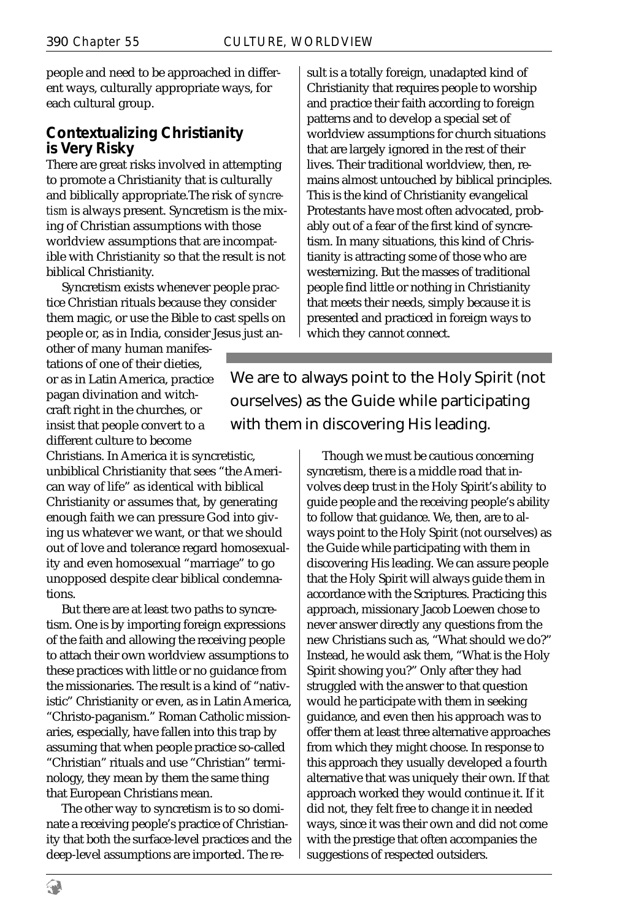people and need to be approached in different ways, culturally appropriate ways, for each cultural group.

## Contextualizing Christianity is Very Risky

There are great risks involved in attempting to promote a Christianity that is culturally and biblically appropriate.The risk of *syncretism* is always present. Syncretism is the mixing of Christian assumptions with those worldview assumptions that are incompatible with Christianity so that the result is not biblical Christianity.

Syncretism exists whenever people practice Christian rituals because they consider them magic, or use the Bible to cast spells on people or, as in India, consider Jesus just another of many human manifestations of one of their dieties, or as in Latin America, practice pagan divination and witchcraft right in the churches, or insist that people convert to a different culture to become Christians. In America it is syncretistic, unbiblical Christianity that sees "the American way of life" as identical with biblical Christianity or assumes that, by generating enough faith we can pressure God into giving us whatever we want, or that we should out of love and tolerance regard homosexuality and even homosexual "marriage" to go unopposed despite clear biblical condemnations.

But there are at least two paths to syncretism. One is by importing foreign expressions of the faith and allowing the receiving people to attach their own worldview assumptions to these practices with little or no guidance from the missionaries. The result is a kind of "nativistic" Christianity or even, as in Latin America, "Christo-paganism." Roman Catholic missionaries, especially, have fallen into this trap by assuming that when people practice so-called "Christian" rituals and use "Christian" terminology, they mean by them the same thing that European Christians mean.

The other way to syncretism is to so dominate a receiving people's practice of Christianity that both the surface-level practices and the deep-level assumptions are imported. The result is a totally foreign, unadapted kind of Christianity that requires people to worship and practice their faith according to foreign patterns and to develop a special set of worldview assumptions for church situations that are largely ignored in the rest of their lives. Their traditional worldview, then, remains almost untouched by biblical principles. This is the kind of Christianity evangelical Protestants have most often advocated, probably out of a fear of the first kind of syncretism. In many situations, this kind of Christianity is attracting some of those who are westernizing. But the masses of traditional people find little or nothing in Christianity that meets their needs, simply because it is presented and practiced in foreign ways to which they cannot connect.

> We are to always point to the Holy Spirit (not ourselves) as the Guide while participating with them in discovering His leading.

Though we must be cautious concerning syncretism, there is a middle road that involves deep trust in the Holy Spirit's ability to guide people and the receiving people's ability to follow that guidance. We, then, are to always point to the Holy Spirit (not ourselves) as the Guide while participating with them in discovering His leading. We can assure people that the Holy Spirit will always guide them in accordance with the Scriptures. Practicing this approach, missionary Jacob Loewen chose to never answer directly any questions from the new Christians such as, "What should we do?" Instead, he would ask them, "What is the Holy Spirit showing you?" Only after they had struggled with the answer to that question would he participate with them in seeking guidance, and even then his approach was to offer them at least three alternative approaches from which they might choose. In response to this approach they usually developed a fourth alternative that was uniquely their own. If that approach worked they would continue it. If it did not, they felt free to change it in needed ways, since it was their own and did not come with the prestige that often accompanies the suggestions of respected outsiders.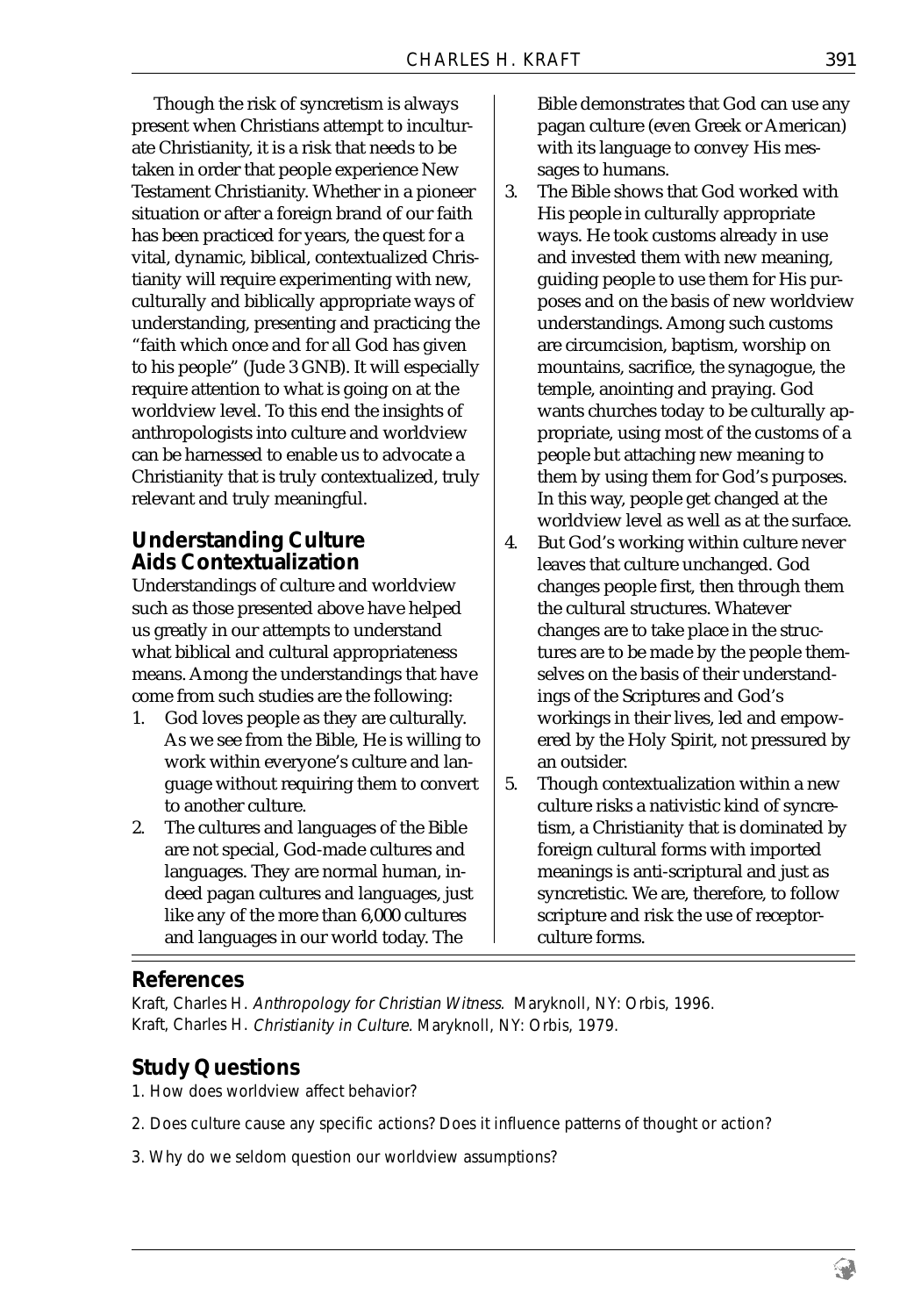Though the risk of syncretism is always present when Christians attempt to inculturate Christianity, it is a risk that needs to be taken in order that people experience New Testament Christianity. Whether in a pioneer situation or after a foreign brand of our faith has been practiced for years, the quest for a vital, dynamic, biblical, contextualized Christianity will require experimenting with new, culturally and biblically appropriate ways of understanding, presenting and practicing the "faith which once and for all God has given to his people" (Jude 3 GNB). It will especially require attention to what is going on at the worldview level. To this end the insights of anthropologists into culture and worldview can be harnessed to enable us to advocate a Christianity that is truly contextualized, truly relevant and truly meaningful.

## Understanding Culture Aids Contextualization

Understandings of culture and worldview such as those presented above have helped us greatly in our attempts to understand what biblical and cultural appropriateness means. Among the understandings that have come from such studies are the following:

1. God loves people as they are culturally. As we see from the Bible, He is willing to work within everyone's culture and language without requiring them to convert to another culture.
2. The cultures and languages of the Bible are not special, God-made cultures and languages. They are normal human, indeed pagan cultures and languages, just like any of the more than 6,000 cultures and languages in our world today. The Bible demonstrates that God can use any pagan culture (even Greek or American) with its language to convey His messages to humans.
3. The Bible shows that God worked with His people in culturally appropriate ways. He took customs already in use and invested them with new meaning, guiding people to use them for His purposes and on the basis of new worldview understandings. Among such customs are circumcision, baptism, worship on mountains, sacrifice, the synagogue, the temple, anointing and praying. God wants churches today to be culturally appropriate, using most of the customs of a people but attaching new meaning to them by using them for God's purposes. In this way, people get changed at the worldview level as well as at the surface.
4. But God's working within culture never leaves that culture unchanged. God changes people first, then through them the cultural structures. Whatever changes are to take place in the structures are to be made by the people themselves on the basis of their understandings of the Scriptures and God's workings in their lives, led and empowered by the Holy Spirit, not pressured by an outsider.
5. Though contextualization within a new culture risks a nativistic kind of syncretism, a Christianity that is dominated by foreign cultural forms with imported meanings is anti-scriptural and just as syncretistic. We are, therefore, to follow scripture and risk the use of receptor-culture forms.

## References

Kraft, Charles H. *Anthropology for Christian Witness.* Maryknoll, NY: Orbis, 1996.
Kraft, Charles H. *Christianity in Culture.* Maryknoll, NY: Orbis, 1979.

## Study Questions

1. How does worldview affect behavior?
2. Does culture cause any specific actions? Does it influence patterns of thought or action?
3. Why do we seldom question our worldview assumptions?